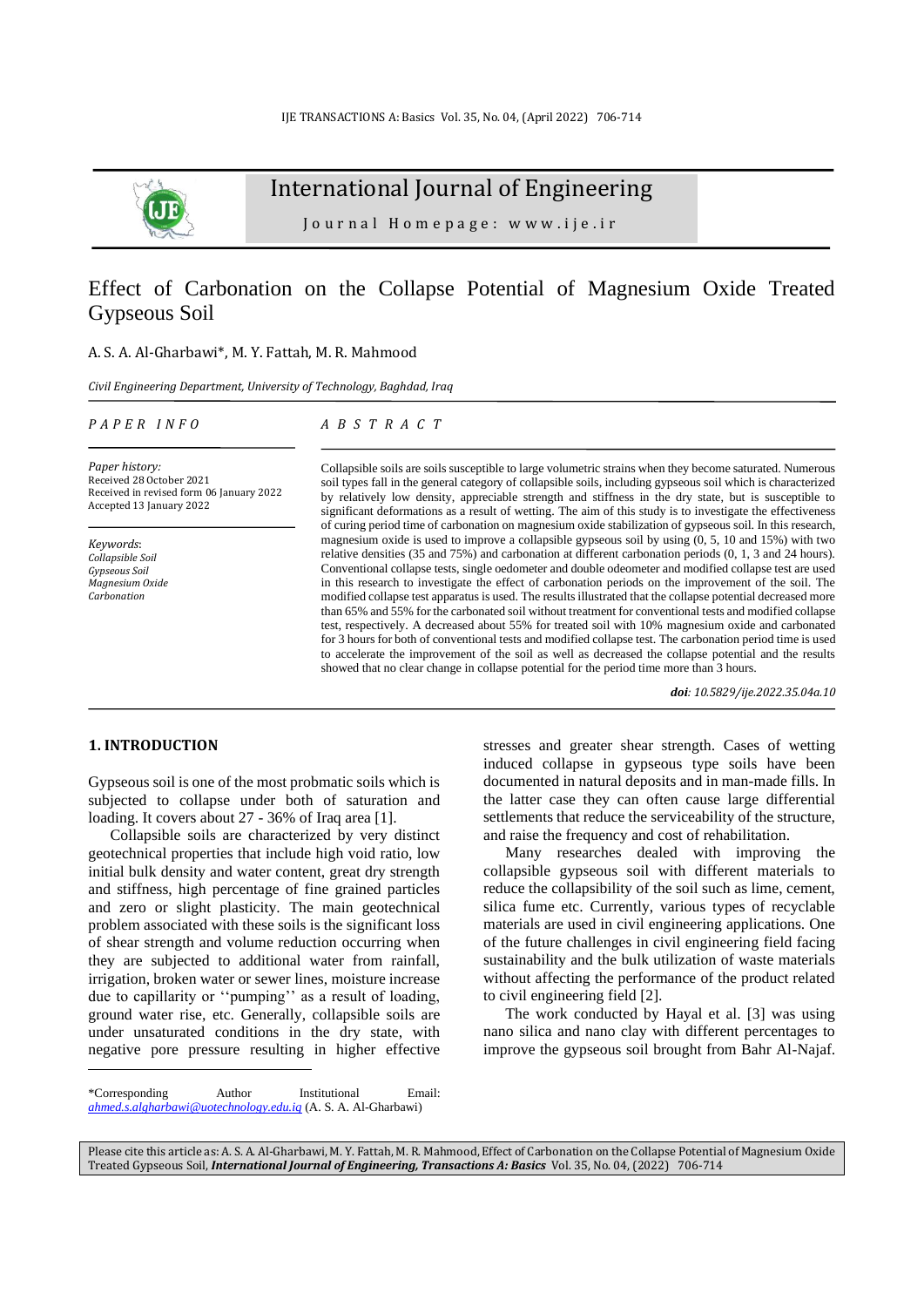# Effect of Carbonation on the Collapse Potential of Magnesium Oxide Treated Gypseous Soil

A. S. A. Al-Gharbawi*, M. Y. Fattah, M. R. Mahmood

*Civil Engineering Department, University of Technology, Baghdad, Iraq*

*P A P E R I N F O*

*Paper history:*
Received 28 October 2021
Received in revised form 06 January 2022
Accepted 13 January 2022

*Keywords*:
*Collapsible Soil*
*Gypseous Soil*
*Magnesium Oxide*
*Carbonation*

*A B S T R A C T*

Collapsible soils are soils susceptible to large volumetric strains when they become saturated. Numerous soil types fall in the general category of collapsible soils, including gypseous soil which is characterized by relatively low density, appreciable strength and stiffness in the dry state, but is susceptible to significant deformations as a result of wetting. The aim of this study is to investigate the effectiveness of curing period time of carbonation on magnesium oxide stabilization of gypseous soil. In this research, magnesium oxide is used to improve a collapsible gypseous soil by using (0, 5, 10 and 15%) with two relative densities (35 and 75%) and carbonation at different carbonation periods (0, 1, 3 and 24 hours). Conventional collapse tests, single oedometer and double odeometer and modified collapse test are used in this research to investigate the effect of carbonation periods on the improvement of the soil. The modified collapse test apparatus is used. The results illustrated that the collapse potential decreased more than 65% and 55% for the carbonated soil without treatment for conventional tests and modified collapse test, respectively. A decreased about 55% for treated soil with 10% magnesium oxide and carbonated for 3 hours for both of conventional tests and modified collapse test. The carbonation period time is used to accelerate the improvement of the soil as well as decreased the collapse potential and the results showed that no clear change in collapse potential for the period time more than 3 hours.

***doi**: 10.5829/ije.2022.35.04a.10*

## 1. INTRODUCTION

Gypseous soil is one of the most probmatic soils which is subjected to collapse under both of saturation and loading. It covers about 27 - 36% of Iraq area [1].

Collapsible soils are characterized by very distinct geotechnical properties that include high void ratio, low initial bulk density and water content, great dry strength and stiffness, high percentage of fine grained particles and zero or slight plasticity. The main geotechnical problem associated with these soils is the significant loss of shear strength and volume reduction occurring when they are subjected to additional water from rainfall, irrigation, broken water or sewer lines, moisture increase due to capillarity or ''pumping'' as a result of loading, ground water rise, etc. Generally, collapsible soils are under unsaturated conditions in the dry state, with negative pore pressure resulting in higher effective stresses and greater shear strength. Cases of wetting induced collapse in gypseous type soils have been documented in natural deposits and in man-made fills. In the latter case they can often cause large differential settlements that reduce the serviceability of the structure, and raise the frequency and cost of rehabilitation.

Many researches dealed with improving the collapsible gypseous soil with different materials to reduce the collapsibility of the soil such as lime, cement, silica fume etc. Currently, various types of recyclable materials are used in civil engineering applications. One of the future challenges in civil engineering field facing sustainability and the bulk utilization of waste materials without affecting the performance of the product related to civil engineering field [2].

The work conducted by Hayal et al. [3] was using nano silica and nano clay with different percentages to improve the gypseous soil brought from Bahr Al-Najaf.

*Corresponding Author Institutional Email: *ahmed.s.algharbawi@uotechnology.edu.iq* (A. S. A. Al-Gharbawi)

Please cite this article as: A. S. A. Al-Gharbawi, M. Y. Fattah, M. R. Mahmood, Effect of Carbonation on the Collapse Potential of Magnesium Oxide Treated Gypseous Soil, ***International Journal of Engineering, Transactions A: Basics*** Vol. 35, No. 04, (2022) 706-714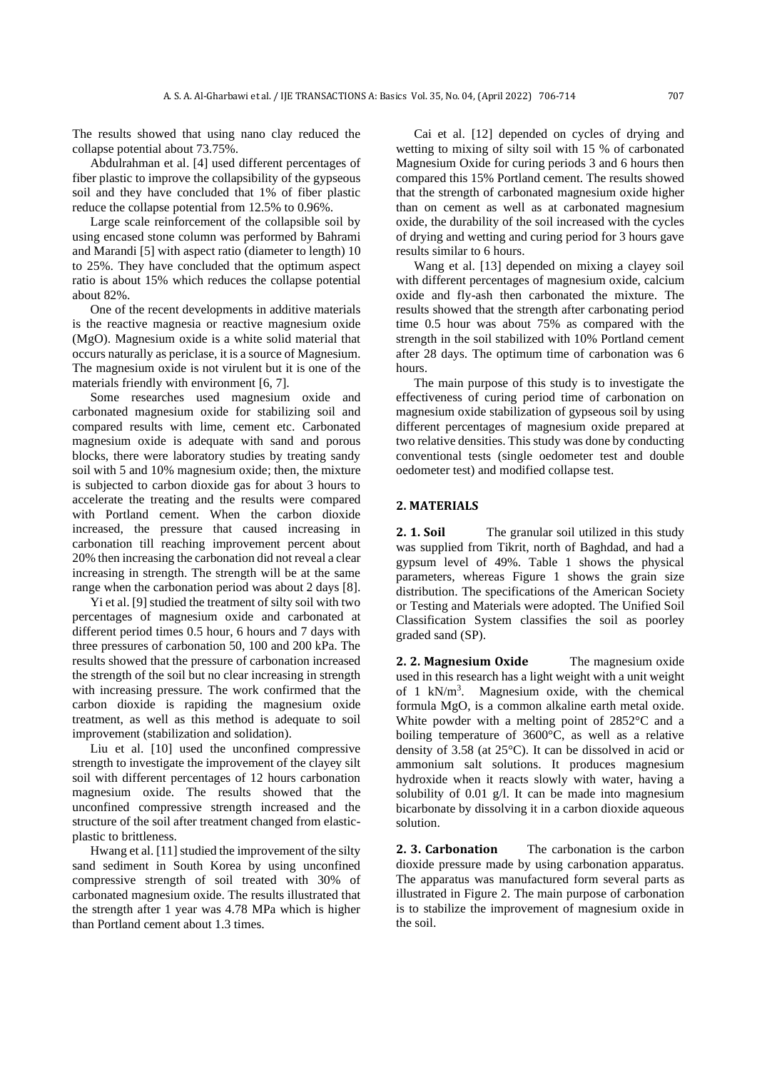The results showed that using nano clay reduced the collapse potential about 73.75%.

Abdulrahman et al. [4] used different percentages of fiber plastic to improve the collapsibility of the gypseous soil and they have concluded that 1% of fiber plastic reduce the collapse potential from 12.5% to 0.96%.

Large scale reinforcement of the collapsible soil by using encased stone column was performed by Bahrami and Marandi [5] with aspect ratio (diameter to length) 10 to 25%. They have concluded that the optimum aspect ratio is about 15% which reduces the collapse potential about 82%.

One of the recent developments in additive materials is the reactive magnesia or reactive magnesium oxide (MgO). Magnesium oxide is a white solid material that occurs naturally as periclase, it is a source of Magnesium. The magnesium oxide is not virulent but it is one of the materials friendly with environment [6, 7].

Some researches used magnesium oxide and carbonated magnesium oxide for stabilizing soil and compared results with lime, cement etc. Carbonated magnesium oxide is adequate with sand and porous blocks, there were laboratory studies by treating sandy soil with 5 and 10% magnesium oxide; then, the mixture is subjected to carbon dioxide gas for about 3 hours to accelerate the treating and the results were compared with Portland cement. When the carbon dioxide increased, the pressure that caused increasing in carbonation till reaching improvement percent about 20% then increasing the carbonation did not reveal a clear increasing in strength. The strength will be at the same range when the carbonation period was about 2 days [8].

Yi et al. [9] studied the treatment of silty soil with two percentages of magnesium oxide and carbonated at different period times 0.5 hour, 6 hours and 7 days with three pressures of carbonation 50, 100 and 200 kPa. The results showed that the pressure of carbonation increased the strength of the soil but no clear increasing in strength with increasing pressure. The work confirmed that the carbon dioxide is rapiding the magnesium oxide treatment, as well as this method is adequate to soil improvement (stabilization and solidation).

Liu et al. [10] used the unconfined compressive strength to investigate the improvement of the clayey silt soil with different percentages of 12 hours carbonation magnesium oxide. The results showed that the unconfined compressive strength increased and the structure of the soil after treatment changed from elastic-plastic to brittleness.

Hwang et al. [11] studied the improvement of the silty sand sediment in South Korea by using unconfined compressive strength of soil treated with 30% of carbonated magnesium oxide. The results illustrated that the strength after 1 year was 4.78 MPa which is higher than Portland cement about 1.3 times.

Cai et al. [12] depended on cycles of drying and wetting to mixing of silty soil with 15 % of carbonated Magnesium Oxide for curing periods 3 and 6 hours then compared this 15% Portland cement. The results showed that the strength of carbonated magnesium oxide higher than on cement as well as at carbonated magnesium oxide, the durability of the soil increased with the cycles of drying and wetting and curing period for 3 hours gave results similar to 6 hours.

Wang et al. [13] depended on mixing a clayey soil with different percentages of magnesium oxide, calcium oxide and fly-ash then carbonated the mixture. The results showed that the strength after carbonating period time 0.5 hour was about 75% as compared with the strength in the soil stabilized with 10% Portland cement after 28 days. The optimum time of carbonation was 6 hours.

The main purpose of this study is to investigate the effectiveness of curing period time of carbonation on magnesium oxide stabilization of gypseous soil by using different percentages of magnesium oxide prepared at two relative densities. This study was done by conducting conventional tests (single oedometer test and double oedometer test) and modified collapse test.

## 2. MATERIALS

**2. 1. Soil** The granular soil utilized in this study was supplied from Tikrit, north of Baghdad, and had a gypsum level of 49%. Table 1 shows the physical parameters, whereas Figure 1 shows the grain size distribution. The specifications of the American Society or Testing and Materials were adopted. The Unified Soil Classification System classifies the soil as poorley graded sand (SP).

**2. 2. Magnesium Oxide** The magnesium oxide used in this research has a light weight with a unit weight of 1 $kN/m^3$. Magnesium oxide, with the chemical formula MgO, is a common alkaline earth metal oxide. White powder with a melting point of 2852°C and a boiling temperature of 3600°C, as well as a relative density of 3.58 (at 25°C). It can be dissolved in acid or ammonium salt solutions. It produces magnesium hydroxide when it reacts slowly with water, having a solubility of 0.01 g/l. It can be made into magnesium bicarbonate by dissolving it in a carbon dioxide aqueous solution.

**2. 3. Carbonation** The carbonation is the carbon dioxide pressure made by using carbonation apparatus. The apparatus was manufactured form several parts as illustrated in Figure 2. The main purpose of carbonation is to stabilize the improvement of magnesium oxide in the soil.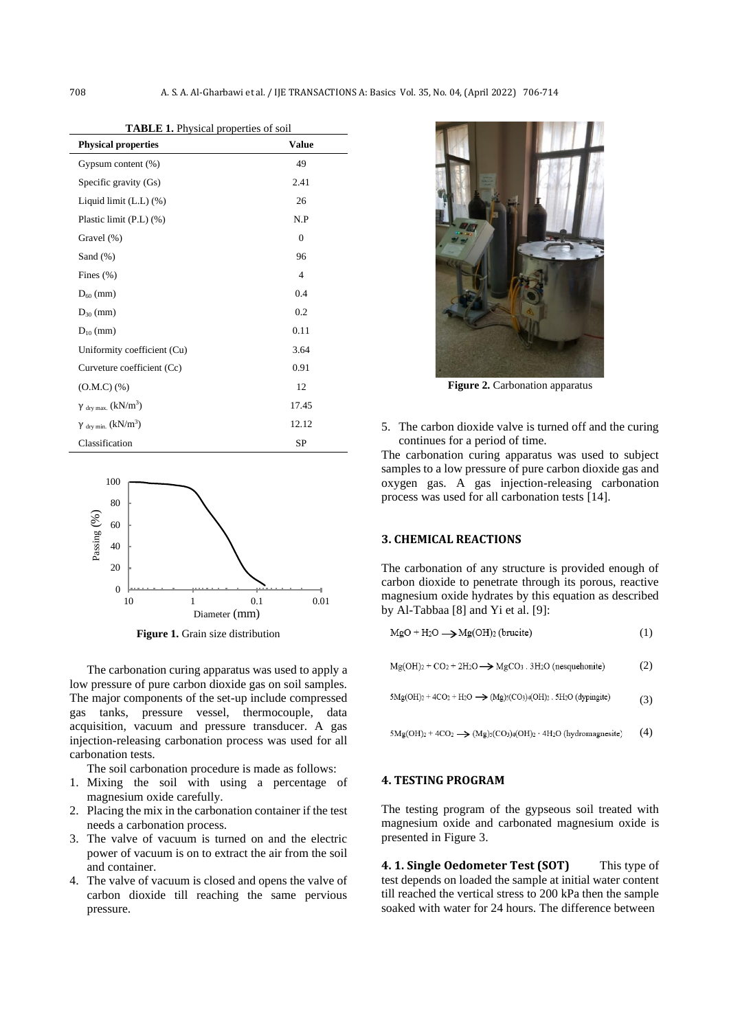**TABLE 1.** Physical properties of soil

| Physical properties | Value |
|---|---|
| Gypsum content (%) | 49 |
| Specific gravity (Gs) | 2.41 |
| Liquid limit (L.L) (%) | 26 |
| Plastic limit (P.L) (%) | N.P |
| Gravel (%) | 0 |
| Sand (%) | 96 |
| Fines (%) | 4 |
| $D_{60}$ (mm) | 0.4 |
| $D_{30}$ (mm) | 0.2 |
| $D_{10}$ (mm) | 0.11 |
| Uniformity coefficient (Cu) | 3.64 |
| Curveture coefficient (Cc) | 0.91 |
| (O.M.C) (%) | 12 |
| $\gamma_{\text{dry max.}}$ ($kN/m^3$) | 17.45 |
| $\gamma_{\text{dry min.}}$ ($kN/m^3$) | 12.12 |
| Classification | SP |

**Figure 1.** Grain size distribution

The carbonation curing apparatus was used to apply a low pressure of pure carbon dioxide gas on soil samples. The major components of the set-up include compressed gas tanks, pressure vessel, thermocouple, data acquisition, vacuum and pressure transducer. A gas injection-releasing carbonation process was used for all carbonation tests.

The soil carbonation procedure is made as follows:

1. Mixing the soil with using a percentage of magnesium oxide carefully.
2. Placing the mix in the carbonation container if the test needs a carbonation process.
3. The valve of vacuum is turned on and the electric power of vacuum is on to extract the air from the soil and container.
4. The valve of vacuum is closed and opens the valve of carbon dioxide till reaching the same pervious pressure.
5. The carbon dioxide valve is turned off and the curing continues for a period of time.

**Figure 2.** Carbonation apparatus

The carbonation curing apparatus was used to subject samples to a low pressure of pure carbon dioxide gas and oxygen gas. A gas injection-releasing carbonation process was used for all carbonation tests [14].

## 3. CHEMICAL REACTIONS

The carbonation of any structure is provided enough of carbon dioxide to penetrate through its porous, reactive magnesium oxide hydrates by this equation as described by Al-Tabbaa [8] and Yi et al. [9]:

$$MgO + H_2O \rightarrow Mg(OH)_2 \text{ (brucite)} \quad (1)$$

$$Mg(OH)_2 + CO_2 + 2H_2O \rightarrow MgCO_3 \cdot 3H_2O \text{ (nesquehonite)} \quad (2)$$

$$5Mg(OH)_2 + 4CO_2 + H_2O \rightarrow (Mg)_5(CO_3)_4(OH)_2 \cdot 5H_2O \text{ (dypingite)} \quad (3)$$

$$5Mg(OH)_2 + 4CO_2 \rightarrow (Mg)_5(CO_3)_4(OH)_2 \cdot 4H_2O \text{ (hydromagnesite)} \quad (4)$$

## 4. TESTING PROGRAM

The testing program of the gypseous soil treated with magnesium oxide and carbonated magnesium oxide is presented in Figure 3.

**4. 1. Single Oedometer Test (SOT)** This type of test depends on loaded the sample at initial water content till reached the vertical stress to 200 kPa then the sample soaked with water for 24 hours. The difference between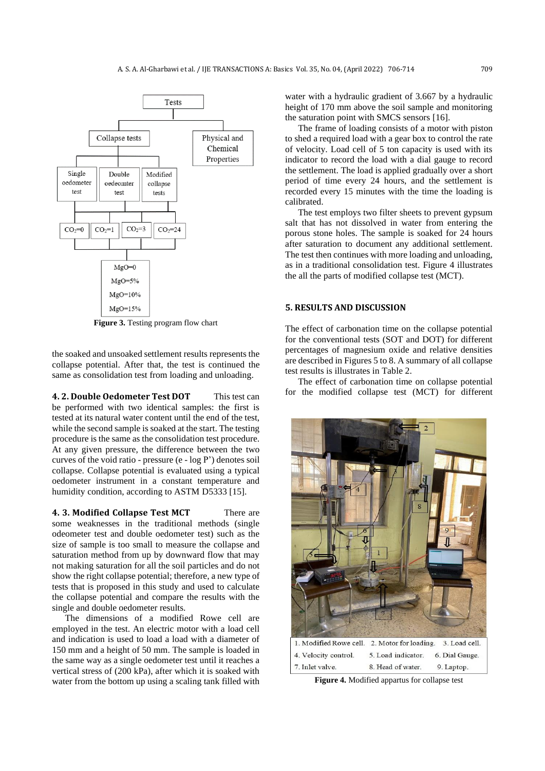Figure 3. Testing program flow chart

the soaked and unsoaked settlement results represents the collapse potential. After that, the test is continued the same as consolidation test from loading and unloading.

**4. 2. Double Oedometer Test DOT** This test can be performed with two identical samples: the first is tested at its natural water content until the end of the test, while the second sample is soaked at the start. The testing procedure is the same as the consolidation test procedure. At any given pressure, the difference between the two curves of the void ratio - pressure (e - log P') denotes soil collapse. Collapse potential is evaluated using a typical oedometer instrument in a constant temperature and humidity condition, according to ASTM D5333 [15].

**4. 3. Modified Collapse Test MCT** There are some weaknesses in the traditional methods (single odeometer test and double oedometer test) such as the size of sample is too small to measure the collapse and saturation method from up by downward flow that may not making saturation for all the soil particles and do not show the right collapse potential; therefore, a new type of tests that is proposed in this study and used to calculate the collapse potential and compare the results with the single and double oedometer results.

The dimensions of a modified Rowe cell are employed in the test. An electric motor with a load cell and indication is used to load a load with a diameter of 150 mm and a height of 50 mm. The sample is loaded in the same way as a single oedometer test until it reaches a vertical stress of (200 kPa), after which it is soaked with water from the bottom up using a scaling tank filled with water with a hydraulic gradient of 3.667 by a hydraulic height of 170 mm above the soil sample and monitoring the saturation point with SMCS sensors [16].

The frame of loading consists of a motor with piston to shed a required load with a gear box to control the rate of velocity. Load cell of 5 ton capacity is used with its indicator to record the load with a dial gauge to record the settlement. The load is applied gradually over a short period of time every 24 hours, and the settlement is recorded every 15 minutes with the time the loading is calibrated.

The test employs two filter sheets to prevent gypsum salt that has not dissolved in water from entering the porous stone holes. The sample is soaked for 24 hours after saturation to document any additional settlement. The test then continues with more loading and unloading, as in a traditional consolidation test. Figure 4 illustrates the all the parts of modified collapse test (MCT).

## 5. RESULTS AND DISCUSSION

The effect of carbonation time on the collapse potential for the conventional tests (SOT and DOT) for different percentages of magnesium oxide and relative densities are described in Figures 5 to 8. A summary of all collapse test results is illustrates in Table 2.

The effect of carbonation time on collapse potential for the modified collapse test (MCT) for different

Figure 4. Modified appartus for collapse test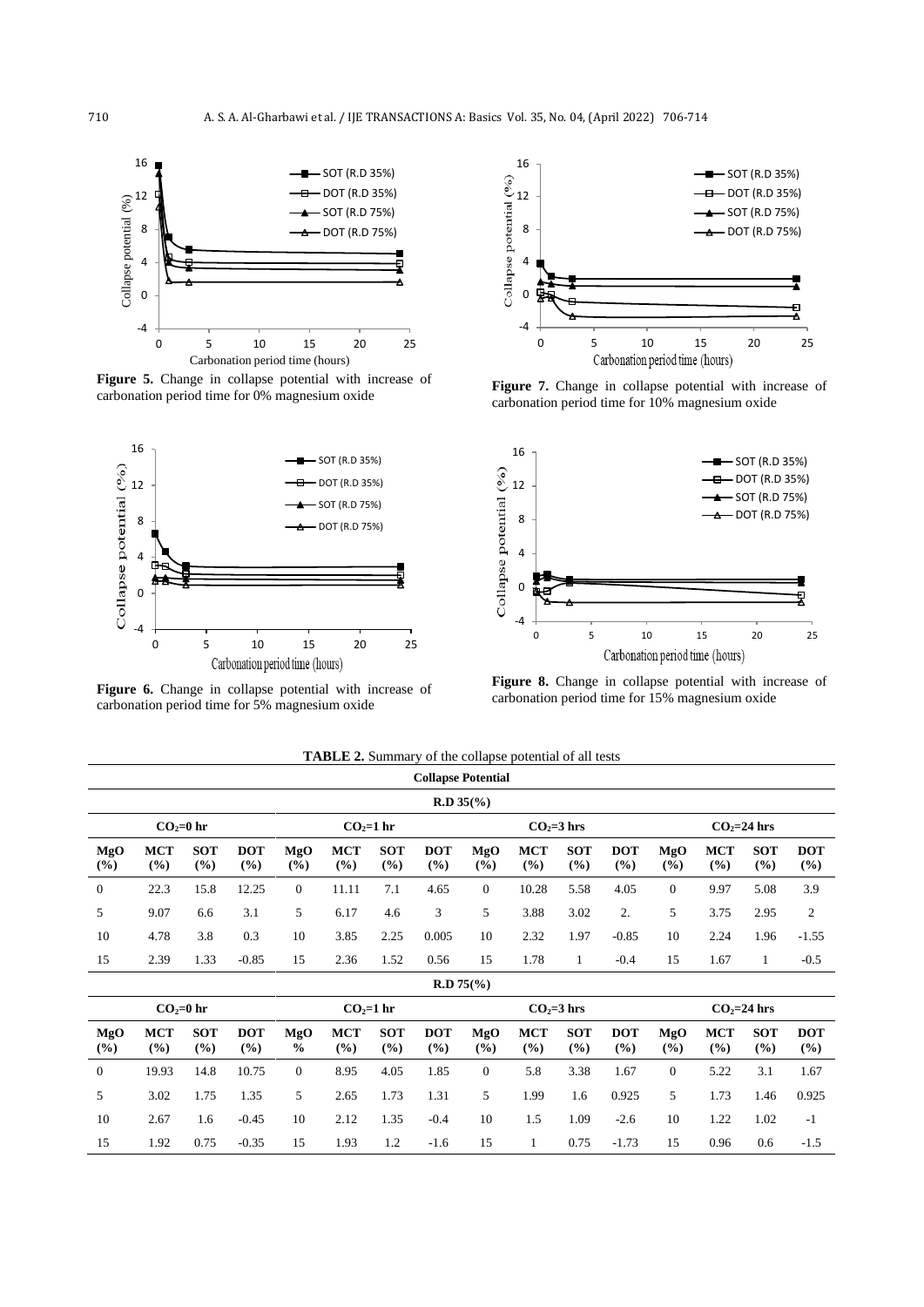Figure 5. Change in collapse potential with increase of carbonation period time for 0% magnesium oxide

Figure 6. Change in collapse potential with increase of carbonation period time for 5% magnesium oxide

Figure 7. Change in collapse potential with increase of carbonation period time for 10% magnesium oxide

Figure 8. Change in collapse potential with increase of carbonation period time for 15% magnesium oxide

**TABLE 2.** Summary of the collapse potential of all tests

| Collapse Potential | | | | | | | | | | | | | | | |
|---|---|---|---|---|---|---|---|---|---|---|---|---|---|---|---|
| **R.D 35(%)** | | | | | | | | | | | | | | | |
| **$CO_2$=0 hr** | | | | **$CO_2$=1 hr** | | | | **$CO_2$=3 hrs** | | | | **$CO_2$=24 hrs** | | | |
| **MgO (%)** | **MCT (%)** | **SOT (%)** | **DOT (%)** | **MgO (%)** | **MCT (%)** | **SOT (%)** | **DOT (%)** | **MgO (%)** | **MCT (%)** | **SOT (%)** | **DOT (%)** | **MgO (%)** | **MCT (%)** | **SOT (%)** | **DOT (%)** |
| 0 | 22.3 | 15.8 | 12.25 | 0 | 11.11 | 7.1 | 4.65 | 0 | 10.28 | 5.58 | 4.05 | 0 | 9.97 | 5.08 | 3.9 |
| 5 | 9.07 | 6.6 | 3.1 | 5 | 6.17 | 4.6 | 3 | 5 | 3.88 | 3.02 | 2. | 5 | 3.75 | 2.95 | 2 |
| 10 | 4.78 | 3.8 | 0.3 | 10 | 3.85 | 2.25 | 0.005 | 10 | 2.32 | 1.97 | -0.85 | 10 | 2.24 | 1.96 | -1.55 |
| 15 | 2.39 | 1.33 | -0.85 | 15 | 2.36 | 1.52 | 0.56 | 15 | 1.78 | 1 | -0.4 | 15 | 1.67 | 1 | -0.5 |
| **R.D 75(%)** | | | | | | | | | | | | | | | |
| **$CO_2$=0 hr** | | | | **$CO_2$=1 hr** | | | | **$CO_2$=3 hrs** | | | | **$CO_2$=24 hrs** | | | |
| **MgO (%)** | **MCT (%)** | **SOT (%)** | **DOT (%)** | **MgO %** | **MCT (%)** | **SOT (%)** | **DOT (%)** | **MgO (%)** | **MCT (%)** | **SOT (%)** | **DOT (%)** | **MgO (%)** | **MCT (%)** | **SOT (%)** | **DOT (%)** |
| 0 | 19.93 | 14.8 | 10.75 | 0 | 8.95 | 4.05 | 1.85 | 0 | 5.8 | 3.38 | 1.67 | 0 | 5.22 | 3.1 | 1.67 |
| 5 | 3.02 | 1.75 | 1.35 | 5 | 2.65 | 1.73 | 1.31 | 5 | 1.99 | 1.6 | 0.925 | 5 | 1.73 | 1.46 | 0.925 |
| 10 | 2.67 | 1.6 | -0.45 | 10 | 2.12 | 1.35 | -0.4 | 10 | 1.5 | 1.09 | -2.6 | 10 | 1.22 | 1.02 | -1 |
| 15 | 1.92 | 0.75 | -0.35 | 15 | 1.93 | 1.2 | -1.6 | 15 | 1 | 0.75 | -1.73 | 15 | 0.96 | 0.6 | -1.5 |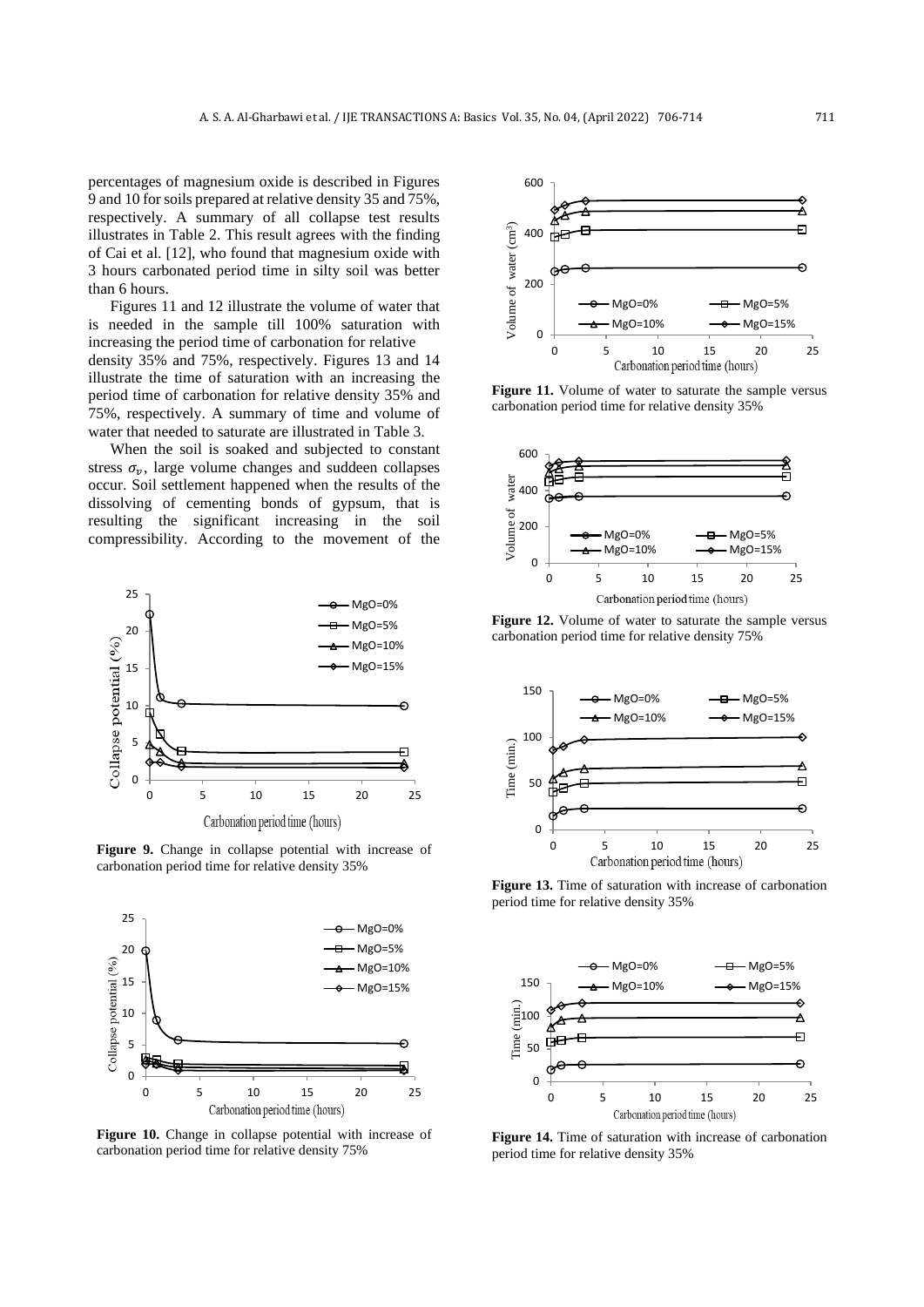percentages of magnesium oxide is described in Figures 9 and 10 for soils prepared at relative density 35 and 75%, respectively. A summary of all collapse test results illustrates in Table 2. This result agrees with the finding of Cai et al. [12], who found that magnesium oxide with 3 hours carbonated period time in silty soil was better than 6 hours.

Figures 11 and 12 illustrate the volume of water that is needed in the sample till 100% saturation with increasing the period time of carbonation for relative density 35% and 75%, respectively. Figures 13 and 14 illustrate the time of saturation with an increasing the period time of carbonation for relative density 35% and 75%, respectively. A summary of time and volume of water that needed to saturate are illustrated in Table 3.

When the soil is soaked and subjected to constant stress $\sigma_v$, large volume changes and suddeen collapses occur. Soil settlement happened when the results of the dissolving of cementing bonds of gypsum, that is resulting the significant increasing in the soil compressibility. According to the movement of the

**Figure 9.** Change in collapse potential with increase of carbonation period time for relative density 35%

**Figure 10.** Change in collapse potential with increase of carbonation period time for relative density 75%

**Figure 11.** Volume of water to saturate the sample versus carbonation period time for relative density 35%

**Figure 12.** Volume of water to saturate the sample versus carbonation period time for relative density 75%

**Figure 13.** Time of saturation with increase of carbonation period time for relative density 35%

**Figure 14.** Time of saturation with increase of carbonation period time for relative density 35%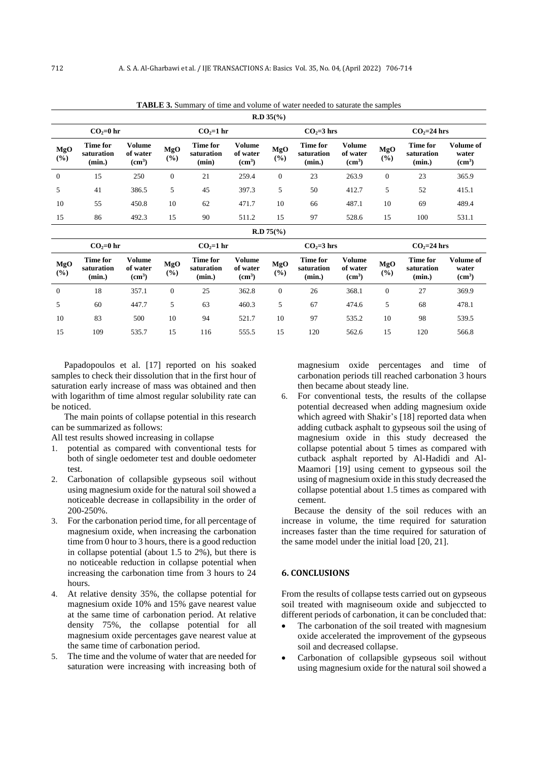**TABLE 3.** Summary of time and volume of water needed to saturate the samples

| R.D 35(%) | | | | | | | | | | | |
|---|---|---|---|---|---|---|---|---|---|---|---|
| $CO_2$=0 hr | | | $CO_2$=1 hr | | | $CO_2$=3 hrs | | | $CO_2$=24 hrs | | |
| MgO (%) | Time for saturation (min.) | Volume of water ($cm^3$) | MgO (%) | Time for saturation (min) | Volume of water ($cm^3$) | MgO (%) | Time for saturation (min.) | Volume of water ($cm^3$) | MgO (%) | Time for saturation (min.) | Volume of water ($cm^3$) |
| 0 | 15 | 250 | 0 | 21 | 259.4 | 0 | 23 | 263.9 | 0 | 23 | 365.9 |
| 5 | 41 | 386.5 | 5 | 45 | 397.3 | 5 | 50 | 412.7 | 5 | 52 | 415.1 |
| 10 | 55 | 450.8 | 10 | 62 | 471.7 | 10 | 66 | 487.1 | 10 | 69 | 489.4 |
| 15 | 86 | 492.3 | 15 | 90 | 511.2 | 15 | 97 | 528.6 | 15 | 100 | 531.1 |
| **R.D 75(%)** | | | | | | | | | | | |
| $CO_2$=0 hr | | | $CO_2$=1 hr | | | $CO_2$=3 hrs | | | $CO_2$=24 hrs | | |
| MgO (%) | Time for saturation (min.) | Volume of water ($cm^3$) | MgO (%) | Time for saturation (min.) | Volume of water ($cm^3$) | MgO (%) | Time for saturation (min.) | Volume of water ($cm^3$) | MgO (%) | Time for saturation (min.) | Volume of water ($cm^3$) |
| 0 | 18 | 357.1 | 0 | 25 | 362.8 | 0 | 26 | 368.1 | 0 | 27 | 369.9 |
| 5 | 60 | 447.7 | 5 | 63 | 460.3 | 5 | 67 | 474.6 | 5 | 68 | 478.1 |
| 10 | 83 | 500 | 10 | 94 | 521.7 | 10 | 97 | 535.2 | 10 | 98 | 539.5 |
| 15 | 109 | 535.7 | 15 | 116 | 555.5 | 15 | 120 | 562.6 | 15 | 120 | 566.8 |

Papadopoulos et al. [17] reported on his soaked samples to check their dissolution that in the first hour of saturation early increase of mass was obtained and then with logarithm of time almost regular solubility rate can be noticed.

The main points of collapse potential in this research can be summarized as follows:

All test results showed increasing in collapse

1. potential as compared with conventional tests for both of single oedometer test and double oedometer test.
2. Carbonation of collapsible gypseous soil without using magnesium oxide for the natural soil showed a noticeable decrease in collapsibility in the order of 200-250%.
3. For the carbonation period time, for all percentage of magnesium oxide, when increasing the carbonation time from 0 hour to 3 hours, there is a good reduction in collapse potential (about 1.5 to 2%), but there is no noticeable reduction in collapse potential when increasing the carbonation time from 3 hours to 24 hours.
4. At relative density 35%, the collapse potential for magnesium oxide 10% and 15% gave nearest value at the same time of carbonation period. At relative density 75%, the collapse potential for all magnesium oxide percentages gave nearest value at the same time of carbonation period.
5. The time and the volume of water that are needed for saturation were increasing with increasing both of magnesium oxide percentages and time of carbonation periods till reached carbonation 3 hours then became about steady line.
6. For conventional tests, the results of the collapse potential decreased when adding magnesium oxide which agreed with Shakir's [18] reported data when adding cutback asphalt to gypseous soil the using of magnesium oxide in this study decreased the collapse potential about 5 times as compared with cutback asphalt reported by Al-Hadidi and Al-Maamori [19] using cement to gypseous soil the using of magnesium oxide in this study decreased the collapse potential about 1.5 times as compared with cement.

Because the density of the soil reduces with an increase in volume, the time required for saturation increases faster than the time required for saturation of the same model under the initial load [20, 21].

## 6. CONCLUSIONS

From the results of collapse tests carried out on gypseous soil treated with magniseoum oxide and subjeccted to different periods of carbonation, it can be concluded that:

- The carbonation of the soil treated with magnesium oxide accelerated the improvement of the gypseous soil and decreased collapse.
- Carbonation of collapsible gypseous soil without using magnesium oxide for the natural soil showed a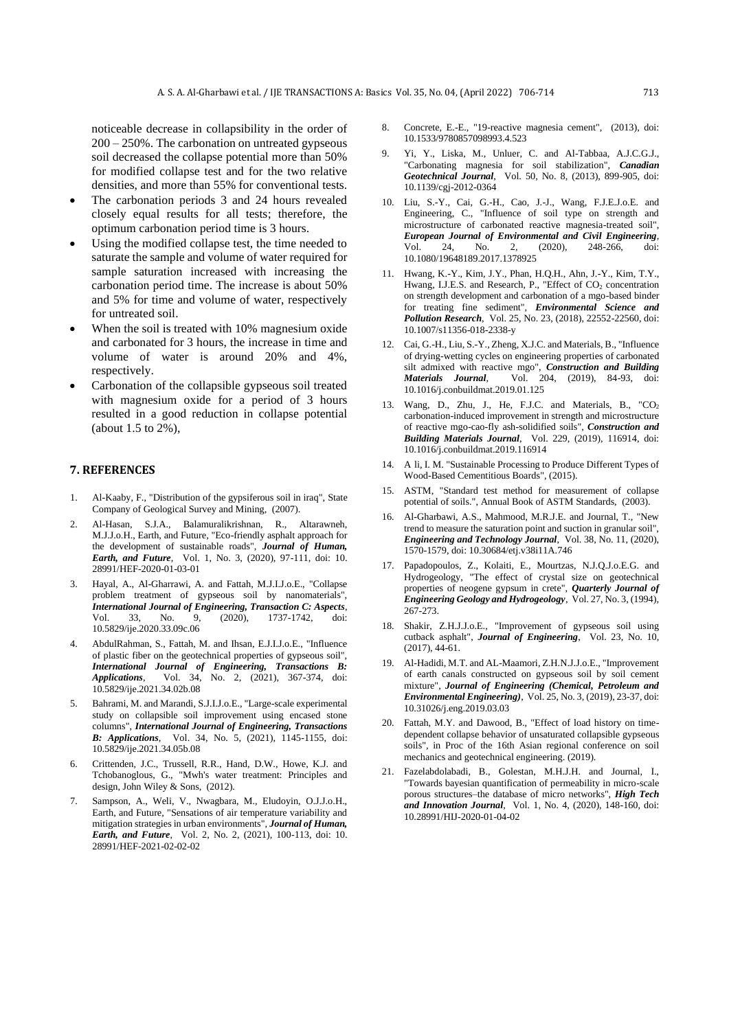noticeable decrease in collapsibility in the order of 200 – 250%. The carbonation on untreated gypseous soil decreased the collapse potential more than 50% for modified collapse test and for the two relative densities, and more than 55% for conventional tests.

- The carbonation periods 3 and 24 hours revealed closely equal results for all tests; therefore, the optimum carbonation period time is 3 hours.
- Using the modified collapse test, the time needed to saturate the sample and volume of water required for sample saturation increased with increasing the carbonation period time. The increase is about 50% and 5% for time and volume of water, respectively for untreated soil.
- When the soil is treated with 10% magnesium oxide and carbonated for 3 hours, the increase in time and volume of water is around 20% and 4%, respectively.
- Carbonation of the collapsible gypseous soil treated with magnesium oxide for a period of 3 hours resulted in a good reduction in collapse potential (about 1.5 to 2%),

## 7. REFERENCES

1. Al-Kaaby, F., "Distribution of the gypsiferous soil in iraq", State Company of Geological Survey and Mining, (2007).
2. Al-Hasan, S.J.A., Balamuralikrishnan, R., Altarawneh, M.J.J.o.H., Earth, and Future, "Eco-friendly asphalt approach for the development of sustainable roads", ***Journal of Human, Earth, and Future***, Vol. 1, No. 3, (2020), 97-111, doi: 10. 28991/HEF-2020-01-03-01
3. Hayal, A., Al-Gharrawi, A. and Fattah, M.J.I.J.o.E., "Collapse problem treatment of gypseous soil by nanomaterials", ***International Journal of Engineering, Transaction C: Aspects***, Vol. 33, No. 9, (2020), 1737-1742, doi: 10.5829/ije.2020.33.09c.06
4. AbdulRahman, S., Fattah, M. and Ihsan, E.J.I.J.o.E., "Influence of plastic fiber on the geotechnical properties of gypseous soil", ***International Journal of Engineering, Transactions B: Applications***, Vol. 34, No. 2, (2021), 367-374, doi: 10.5829/ije.2021.34.02b.08
5. Bahrami, M. and Marandi, S.J.I.J.o.E., "Large-scale experimental study on collapsible soil improvement using encased stone columns", ***International Journal of Engineering, Transactions B: Applications***, Vol. 34, No. 5, (2021), 1145-1155, doi: 10.5829/ije.2021.34.05b.08
6. Crittenden, J.C., Trussell, R.R., Hand, D.W., Howe, K.J. and Tchobanoglous, G., "Mwh's water treatment: Principles and design, John Wiley & Sons, (2012).
7. Sampson, A., Weli, V., Nwagbara, M., Eludoyin, O.J.J.o.H., Earth, and Future, "Sensations of air temperature variability and mitigation strategies in urban environments", ***Journal of Human, Earth, and Future***, Vol. 2, No. 2, (2021), 100-113, doi: 10. 28991/HEF-2021-02-02-02
8. Concrete, E.-E., "19-reactive magnesia cement", (2013), doi: 10.1533/9780857098993.4.523
9. Yi, Y., Liska, M., Unluer, C. and Al-Tabbaa, A.J.C.G.J., "Carbonating magnesia for soil stabilization", ***Canadian Geotechnical Journal***, Vol. 50, No. 8, (2013), 899-905, doi: 10.1139/cgj-2012-0364
10. Liu, S.-Y., Cai, G.-H., Cao, J.-J., Wang, F.J.E.J.o.E. and Engineering, C., "Influence of soil type on strength and microstructure of carbonated reactive magnesia-treated soil", ***European Journal of Environmental and Civil Engineering***, Vol. 24, No. 2, (2020), 248-266, doi: 10.1080/19648189.2017.1378925
11. Hwang, K.-Y., Kim, J.Y., Phan, H.Q.H., Ahn, J.-Y., Kim, T.Y., Hwang, I.J.E.S. and Research, P., "Effect of $CO_2$ concentration on strength development and carbonation of a mgo-based binder for treating fine sediment", ***Environmental Science and Pollution Research***, Vol. 25, No. 23, (2018), 22552-22560, doi: 10.1007/s11356-018-2338-y
12. Cai, G.-H., Liu, S.-Y., Zheng, X.J.C. and Materials, B., "Influence of drying-wetting cycles on engineering properties of carbonated silt admixed with reactive mgo", ***Construction and Building Materials Journal***, Vol. 204, (2019), 84-93, doi: 10.1016/j.conbuildmat.2019.01.125
13. Wang, D., Zhu, J., He, F.J.C. and Materials, B., "$CO_2$ carbonation-induced improvement in strength and microstructure of reactive mgo-cao-fly ash-solidified soils", ***Construction and Building Materials Journal***, Vol. 229, (2019), 116914, doi: 10.1016/j.conbuildmat.2019.116914
14. A li, I. M. "Sustainable Processing to Produce Different Types of Wood-Based Cementitious Boards", (2015).
15. ASTM, "Standard test method for measurement of collapse potential of soils.", Annual Book of ASTM Standards, (2003).
16. Al-Gharbawi, A.S., Mahmood, M.R.J.E. and Journal, T., "New trend to measure the saturation point and suction in granular soil", ***Engineering and Technology Journal***, Vol. 38, No. 11, (2020), 1570-1579, doi: 10.30684/etj.v38i11A.746
17. Papadopoulos, Z., Kolaiti, E., Mourtzas, N.J.Q.J.o.E.G. and Hydrogeology, "The effect of crystal size on geotechnical properties of neogene gypsum in crete", ***Quarterly Journal of Engineering Geology and Hydrogeology***, Vol. 27, No. 3, (1994), 267-273.
18. Shakir, Z.H.J.J.o.E., "Improvement of gypseous soil using cutback asphalt", ***Journal of Engineering***, Vol. 23, No. 10, (2017), 44-61.
19. Al-Hadidi, M.T. and AL-Maamori, Z.H.N.J.J.o.E., "Improvement of earth canals constructed on gypseous soil by soil cement mixture", ***Journal of Engineering (Chemical, Petroleum and Environmental Engineering)***, Vol. 25, No. 3, (2019), 23-37, doi: 10.31026/j.eng.2019.03.03
20. Fattah, M.Y. and Dawood, B., "Effect of load history on time-dependent collapse behavior of unsaturated collapsible gypseous soils", in Proc of the 16th Asian regional conference on soil mechanics and geotechnical engineering. (2019).
21. Fazelabdolabadi, B., Golestan, M.H.J.H. and Journal, I., "Towards bayesian quantification of permeability in micro-scale porous structures–the database of micro networks", ***High Tech and Innovation Journal***, Vol. 1, No. 4, (2020), 148-160, doi: 10.28991/HIJ-2020-01-04-02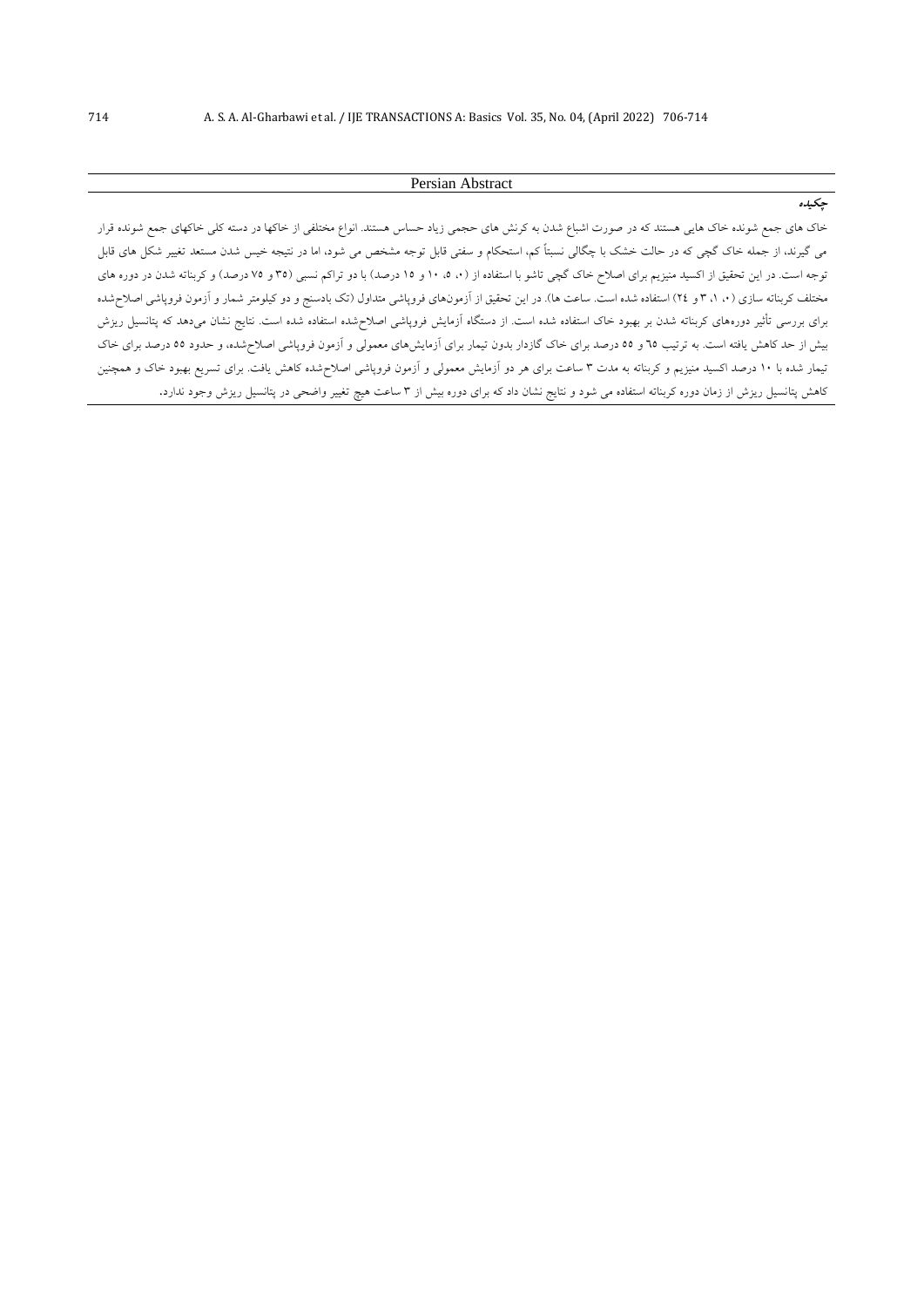## Persian Abstract

### چکیده

خاک های جمع شونده خاک هایی هستند که در صورت اشباع شدن به کرنش های حجمی زیاد حساس هستند. انواع مختلفی از خاکها در دسته کلی خاکهای جمع شونده قرار می گیرند، از جمله خاک گچی که در حالت خشک با چگالی نسبتاً کم، استحکام و سفتی قابل توجه مشخص می شود، اما در نتیجه خیس شدن مستعد تغییر شکل های قابل توجه است. در این تحقیق از اکسید منیزیم برای اصلاح خاک گچی تاشو با استفاده از (۰، ۵، ۱۰ و ۱۵ درصد) با دو تراکم نسبی (۳۵ و ۷۵ درصد) و کربناته شدن در دوره های مختلف کربناته سازی (۰، ۱، ۳ و ٢٤) استفاده شده است. ساعت ها). در این تحقیق از آزمون‌های فروپاشی متداول (تک بادسنج و دو کیلومتر شمار و آزمون فروپاشی اصلاح‌شده برای بررسی تأثیر دوره‌های کربناته شدن بر بهبود خاک استفاده شده است. از دستگاه آزمایش فروپاشی اصلاح‌شده استفاده شده است. نتایج نشان می‌دهد که پتانسیل ریزش بیش از حد کاهش یافته است. به ترتیب ٦٥ و ٥٥ درصد برای خاک گازدار بدون تیمار برای آزمایش‌های معمولی و آزمون فروپاشی اصلاح‌شده، و حدود ٥٥ درصد برای خاک تیمار شده با ۱۰ درصد اکسید منیزیم و کربناته به مدت ۳ ساعت برای هر دو آزمایش معمولی و آزمون فروپاشی اصلاح‌شده کاهش یافت. برای تسریع بهبود خاک و همچنین کاهش پتانسیل ریزش از زمان دوره کربناته استفاده می شود و نتایج نشان داد که برای دوره بیش از ۳ ساعت هیچ تغییر واضحی در پتانسیل ریزش وجود ندارد.